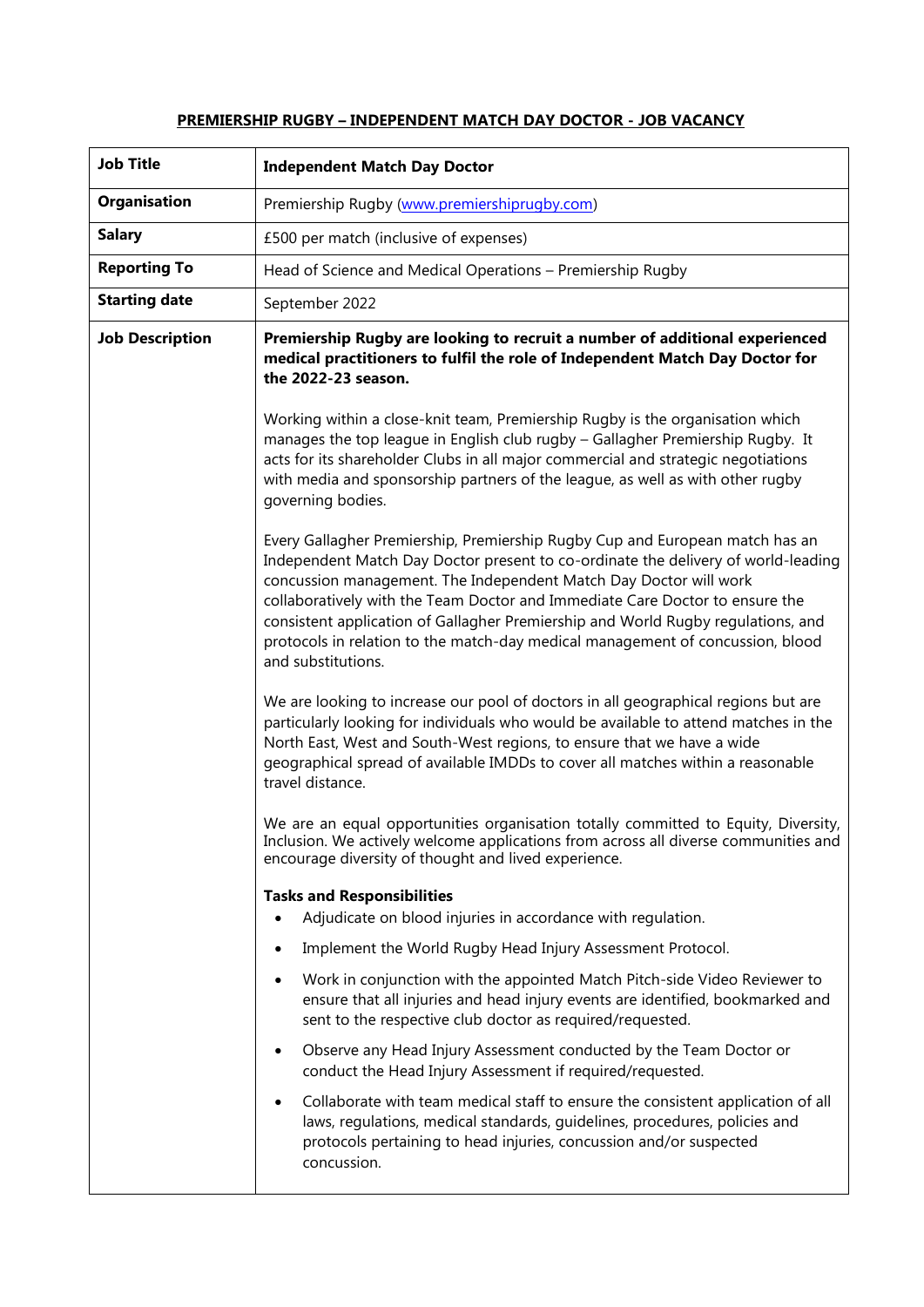# PREMIERSHIP RUGBY – INDEPENDENT MATCH DAY DOCTOR - JOB VACANCY

| **Job Title** | **Independent Match Day Doctor** |
|---|---|
| **Organisation** | Premiership Rugby (www.premiershiprugby.com) |
| **Salary** | £500 per match (inclusive of expenses) |
| **Reporting To** | Head of Science and Medical Operations – Premiership Rugby |
| **Starting date** | September 2022 |
| **Job Description** | **Premiership Rugby are looking to recruit a number of additional experienced medical practitioners to fulfil the role of Independent Match Day Doctor for the 2022-23 season.**<br><br>Working within a close-knit team, Premiership Rugby is the organisation which manages the top league in English club rugby – Gallagher Premiership Rugby. It acts for its shareholder Clubs in all major commercial and strategic negotiations with media and sponsorship partners of the league, as well as with other rugby governing bodies.<br><br>Every Gallagher Premiership, Premiership Rugby Cup and European match has an Independent Match Day Doctor present to co-ordinate the delivery of world-leading concussion management. The Independent Match Day Doctor will work collaboratively with the Team Doctor and Immediate Care Doctor to ensure the consistent application of Gallagher Premiership and World Rugby regulations, and protocols in relation to the match-day medical management of concussion, blood and substitutions.<br><br>We are looking to increase our pool of doctors in all geographical regions but are particularly looking for individuals who would be available to attend matches in the North East, West and South-West regions, to ensure that we have a wide geographical spread of available IMDDs to cover all matches within a reasonable travel distance.<br><br>We are an equal opportunities organisation totally committed to Equity, Diversity, Inclusion. We actively welcome applications from across all diverse communities and encourage diversity of thought and lived experience.<br><br>**Tasks and Responsibilities**<br>• Adjudicate on blood injuries in accordance with regulation.<br>• Implement the World Rugby Head Injury Assessment Protocol.<br>• Work in conjunction with the appointed Match Pitch-side Video Reviewer to ensure that all injuries and head injury events are identified, bookmarked and sent to the respective club doctor as required/requested.<br>• Observe any Head Injury Assessment conducted by the Team Doctor or conduct the Head Injury Assessment if required/requested.<br>• Collaborate with team medical staff to ensure the consistent application of all laws, regulations, medical standards, guidelines, procedures, policies and protocols pertaining to head injuries, concussion and/or suspected concussion. |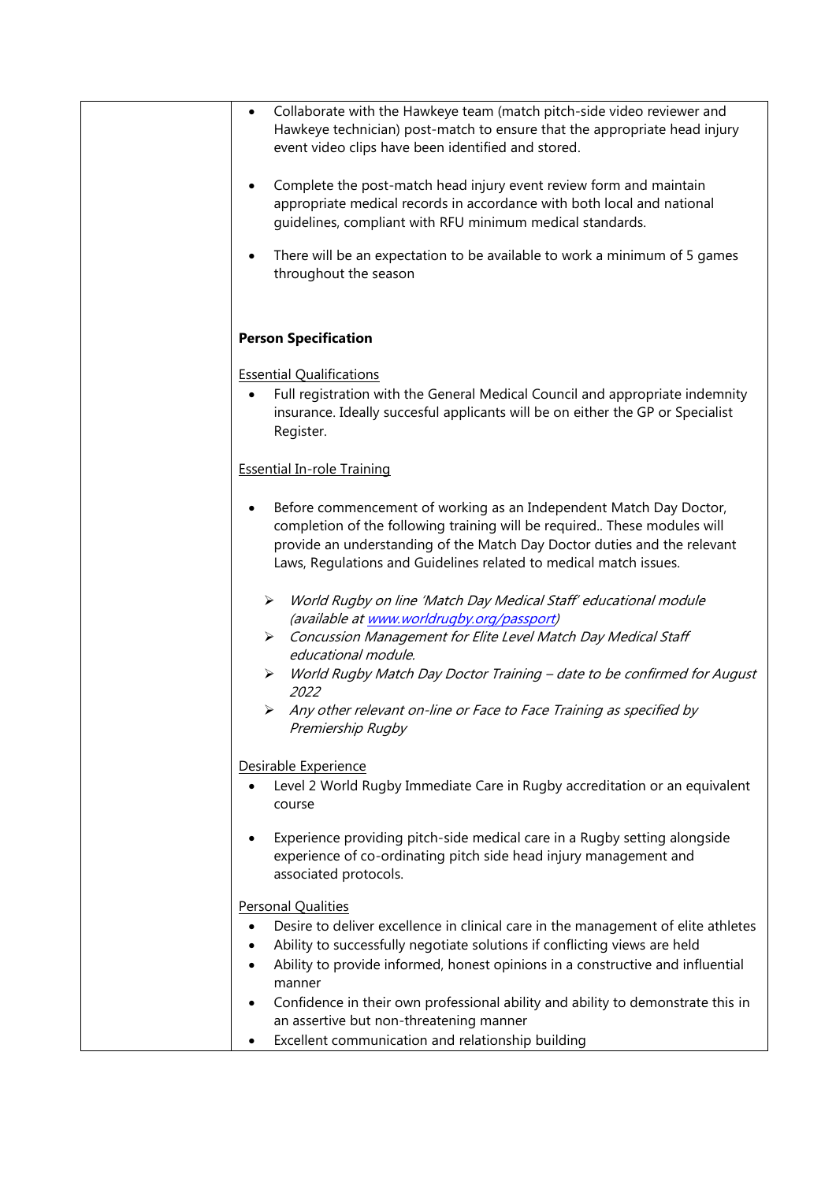- Collaborate with the Hawkeye team (match pitch-side video reviewer and Hawkeye technician) post-match to ensure that the appropriate head injury event video clips have been identified and stored.

- Complete the post-match head injury event review form and maintain appropriate medical records in accordance with both local and national guidelines, compliant with RFU minimum medical standards.

- There will be an expectation to be available to work a minimum of 5 games throughout the season

**Person Specification**

Essential Qualifications

- Full registration with the General Medical Council and appropriate indemnity insurance. Ideally succesful applicants will be on either the GP or Specialist Register.

Essential In-role Training

- Before commencement of working as an Independent Match Day Doctor, completion of the following training will be required.. These modules will provide an understanding of the Match Day Doctor duties and the relevant Laws, Regulations and Guidelines related to medical match issues.

    - *World Rugby on line 'Match Day Medical Staff' educational module (available at www.worldrugby.org/passport)*
    - *Concussion Management for Elite Level Match Day Medical Staff educational module.*
    - *World Rugby Match Day Doctor Training – date to be confirmed for August 2022*
    - *Any other relevant on-line or Face to Face Training as specified by Premiership Rugby*

Desirable Experience

- Level 2 World Rugby Immediate Care in Rugby accreditation or an equivalent course

- Experience providing pitch-side medical care in a Rugby setting alongside experience of co-ordinating pitch side head injury management and associated protocols.

Personal Qualities

- Desire to deliver excellence in clinical care in the management of elite athletes
- Ability to successfully negotiate solutions if conflicting views are held
- Ability to provide informed, honest opinions in a constructive and influential manner
- Confidence in their own professional ability and ability to demonstrate this in an assertive but non-threatening manner
- Excellent communication and relationship building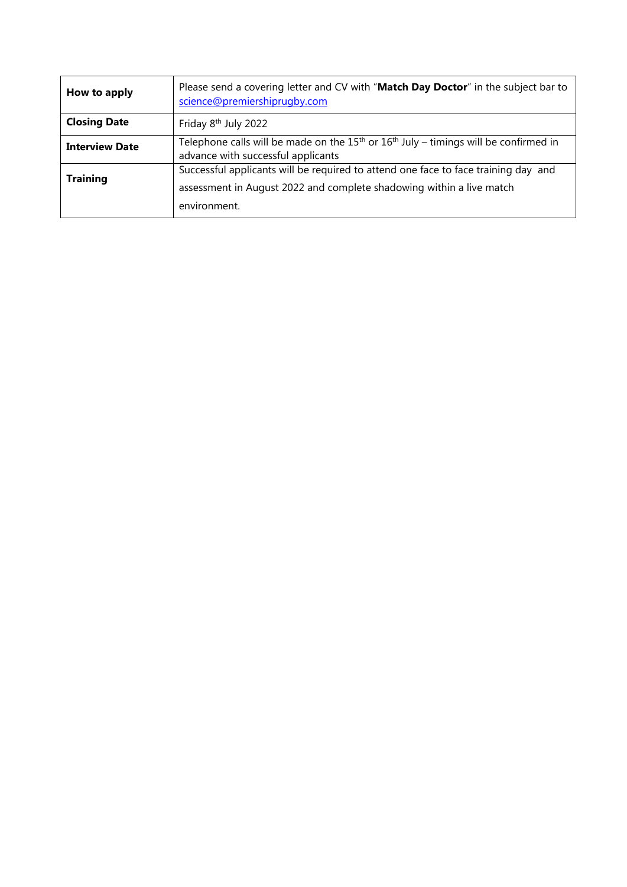| | |
|---|---|
| **How to apply** | Please send a covering letter and CV with "**Match Day Doctor**" in the subject bar to science@premiershiprugby.com |
| **Closing Date** | Friday 8th July 2022 |
| **Interview Date** | Telephone calls will be made on the 15th or 16th July – timings will be confirmed in advance with successful applicants |
| **Training** | Successful applicants will be required to attend one face to face training day and assessment in August 2022 and complete shadowing within a live match environment. |